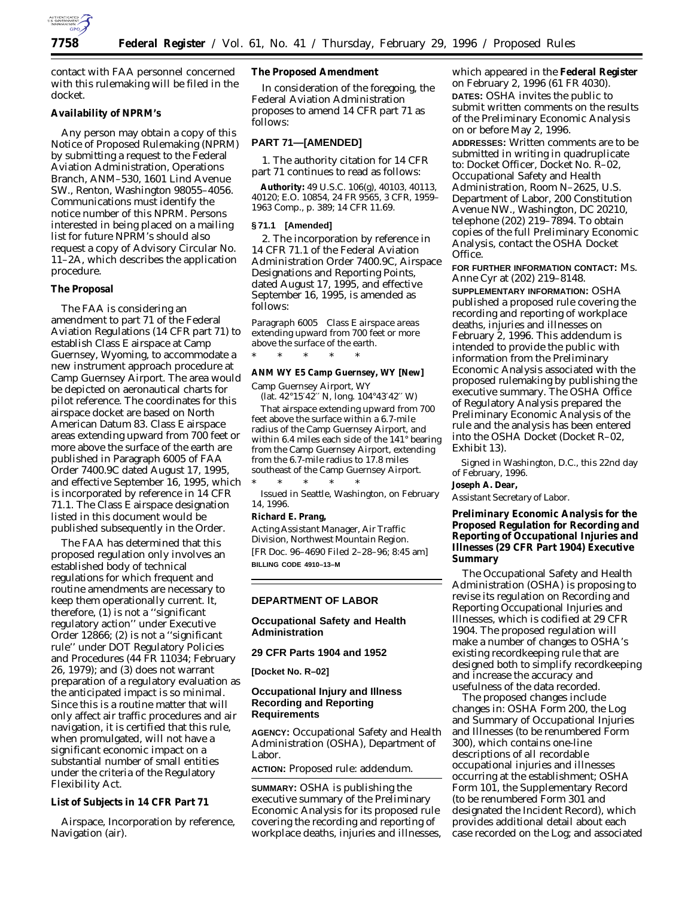contact with FAA personnel concerned with this rulemaking will be filed in the docket.

**Availability of NPRM's**

Any person may obtain a copy of this Notice of Proposed Rulemaking (NPRM) by submitting a request to the Federal Aviation Administration, Operations Branch, ANM–530, 1601 Lind Avenue SW., Renton, Washington 98055–4056. Communications must identify the notice number of this NPRM. Persons interested in being placed on a mailing list for future NPRM's should also request a copy of Advisory Circular No. 11–2A, which describes the application procedure.

**The Proposal**

The FAA is considering an amendment to part 71 of the Federal Aviation Regulations (14 CFR part 71) to establish Class E airspace at Camp Guernsey, Wyoming, to accommodate a new instrument approach procedure at Camp Guernsey Airport. The area would be depicted on aeronautical charts for pilot reference. The coordinates for this airspace docket are based on North American Datum 83. Class E airspace areas extending upward from 700 feet or more above the surface of the earth are published in Paragraph 6005 of FAA Order 7400.9C dated August 17, 1995, and effective September 16, 1995, which is incorporated by reference in 14 CFR 71.1. The Class E airspace designation listed in this document would be published subsequently in the Order.

The FAA has determined that this proposed regulation only involves an established body of technical regulations for which frequent and routine amendments are necessary to keep them operationally current. It, therefore, (1) is not a ''significant regulatory action'' under Executive Order 12866; (2) is not a ''significant rule'' under DOT Regulatory Policies and Procedures (44 FR 11034; February 26, 1979); and (3) does not warrant preparation of a regulatory evaluation as the anticipated impact is so minimal. Since this is a routine matter that will only affect air traffic procedures and air navigation, it is certified that this rule, when promulgated, will not have a significant economic impact on a substantial number of small entities under the criteria of the Regulatory Flexibility Act.

**List of Subjects in 14 CFR Part 71**

Airspace, Incorporation by reference, Navigation (air).

**The Proposed Amendment**

In consideration of the foregoing, the Federal Aviation Administration proposes to amend 14 CFR part 71 as follows:

**PART 71—[AMENDED]**

1. The authority citation for 14 CFR part 71 continues to read as follows:

**Authority:** 49 U.S.C. 106(g), 40103, 40113, 40120; E.O. 10854, 24 FR 9565, 3 CFR, 1959–1963 Comp., p. 389; 14 CFR 11.69.

**§ 71.1 [Amended]**

2. The incorporation by reference in 14 CFR 71.1 of the Federal Aviation Administration Order 7400.9C, Airspace Designations and Reporting Points, dated August 17, 1995, and effective September 16, 1995, is amended as follows:

*Paragraph 6005 Class E airspace areas extending upward from 700 feet or more above the surface of the earth.*

\* \* \* \* \*

**ANM WY E5 Camp Guernsey, WY [New]**

Camp Guernsey Airport, WY
(lat. 42°15′42″ N, long. 104°43′42″ W)

That airspace extending upward from 700 feet above the surface within a 6.7-mile radius of the Camp Guernsey Airport, and within 6.4 miles each side of the 141° bearing from the Camp Guernsey Airport, extending from the 6.7-mile radius to 17.8 miles southeast of the Camp Guernsey Airport.

\* \* \* \* \*

Issued in Seattle, Washington, on February 14, 1996.

**Richard E. Prang,**
*Acting Assistant Manager, Air Traffic Division, Northwest Mountain Region.*
[FR Doc. 96–4690 Filed 2–28–96; 8:45 am]
**BILLING CODE 4910–13–M**

---

## DEPARTMENT OF LABOR

### Occupational Safety and Health Administration

### 29 CFR Parts 1904 and 1952

**[Docket No. R–02]**

### Occupational Injury and Illness Recording and Reporting Requirements

**AGENCY:** Occupational Safety and Health Administration (OSHA), Department of Labor.

**ACTION:** Proposed rule: addendum.

**SUMMARY:** OSHA is publishing the executive summary of the Preliminary Economic Analysis for its proposed rule covering the recording and reporting of workplace deaths, injuries and illnesses, which appeared in the **Federal Register** on February 2, 1996 (61 FR 4030).

**DATES:** OSHA invites the public to submit written comments on the results of the Preliminary Economic Analysis on or before May 2, 1996.

**ADDRESSES:** Written comments are to be submitted in writing in quadruplicate to: Docket Officer, Docket No. R–02, Occupational Safety and Health Administration, Room N–2625, U.S. Department of Labor, 200 Constitution Avenue NW., Washington, DC 20210, telephone (202) 219–7894. To obtain copies of the full Preliminary Economic Analysis, contact the OSHA Docket Office.

**FOR FURTHER INFORMATION CONTACT:** Ms. Anne Cyr at (202) 219–8148.

**SUPPLEMENTARY INFORMATION:** OSHA published a proposed rule covering the recording and reporting of workplace deaths, injuries and illnesses on February 2, 1996. This addendum is intended to provide the public with information from the Preliminary Economic Analysis associated with the proposed rulemaking by publishing the executive summary. The OSHA Office of Regulatory Analysis prepared the Preliminary Economic Analysis of the rule and the analysis has been entered into the OSHA Docket (Docket R–02, Exhibit 13).

Signed in Washington, D.C., this 22nd day of February, 1996.

**Joseph A. Dear,**
*Assistant Secretary of Labor.*

### Preliminary Economic Analysis for the Proposed Regulation for Recording and Reporting of Occupational Injuries and Illnesses (29 CFR Part 1904) Executive Summary

The Occupational Safety and Health Administration (OSHA) is proposing to revise its regulation on Recording and Reporting Occupational Injuries and Illnesses, which is codified at 29 CFR 1904. The proposed regulation will make a number of changes to OSHA's existing recordkeeping rule that are designed both to simplify recordkeeping and increase the accuracy and usefulness of the data recorded.

The proposed changes include changes in: OSHA Form 200, the Log and Summary of Occupational Injuries and Illnesses (to be renumbered Form 300), which contains one-line descriptions of all recordable occupational injuries and illnesses occurring at the establishment; OSHA Form 101, the Supplementary Record (to be renumbered Form 301 and designated the Incident Record), which provides additional detail about each case recorded on the Log; and associated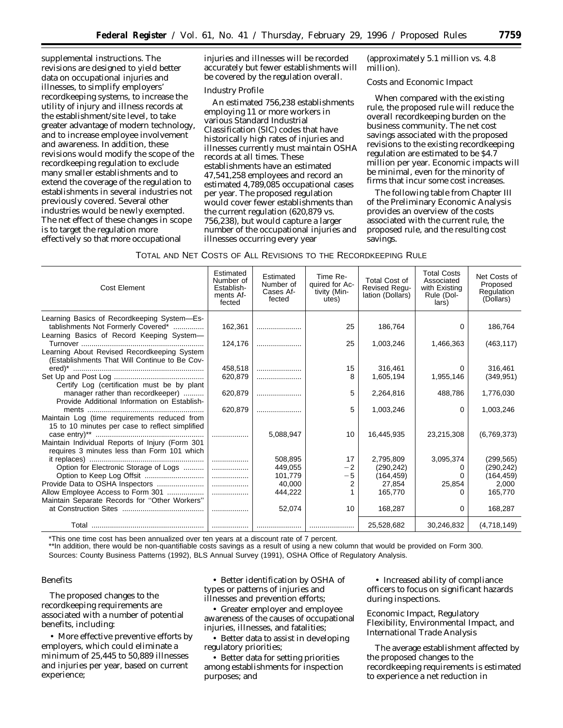supplemental instructions. The revisions are designed to yield better data on occupational injuries and illnesses, to simplify employers' recordkeeping systems, to increase the utility of injury and illness records at the establishment/site level, to take greater advantage of modern technology, and to increase employee involvement and awareness. In addition, these revisions would modify the scope of the recordkeeping regulation to exclude many smaller establishments and to extend the coverage of the regulation to establishments in several industries not previously covered. Several other industries would be newly exempted. The net effect of these changes in scope is to target the regulation more effectively so that more occupational injuries and illnesses will be recorded accurately but fewer establishments will be covered by the regulation overall.

### Industry Profile

An estimated 756,238 establishments employing 11 or more workers in various Standard Industrial Classification (SIC) codes that have historically high rates of injuries and illnesses currently must maintain OSHA records at all times. These establishments have an estimated 47,541,258 employees and record an estimated 4,789,085 occupational cases per year. The proposed regulation would cover fewer establishments than the current regulation (620,879 vs. 756,238), but would capture a larger number of the occupational injuries and illnesses occurring every year (approximately 5.1 million vs. 4.8 million).

### Costs and Economic Impact

When compared with the existing rule, the proposed rule will reduce the overall recordkeeping burden on the business community. The net cost savings associated with the proposed revisions to the existing recordkeeping regulation are estimated to be $4.7 million per year. Economic impacts will be minimal, even for the minority of firms that incur some cost increases.

The following table from Chapter III of the Preliminary Economic Analysis provides an overview of the costs associated with the current rule, the proposed rule, and the resulting cost savings.

TOTAL AND NET COSTS OF ALL REVISIONS TO THE RECORDKEEPING RULE

| Cost Element | Estimated Number of Establishments Affected | Estimated Number of Cases Affected | Time Required for Activity (Minutes) | Total Cost of Revised Regulation (Dollars) | Total Costs Associated with Existing Rule (Dollars) | Net Costs of Proposed Regulation (Dollars) |
|---|---|---|---|---|---|---|
| Learning Basics of Recordkeeping System—Establishments Not Formerly Covered* | 162,361 | | 25 | 186,764 | 0 | 186,764 |
| Learning Basics of Record Keeping System—Turnover | 124,176 | | 25 | 1,003,246 | 1,466,363 | (463,117) |
| Learning About Revised Recordkeeping System (Establishments That Will Continue to Be Covered)* | 458,518 | | 15 | 316,461 | 0 | 316,461 |
| Set Up and Post Log | 620,879 | | 8 | 1,605,194 | 1,955,146 | (349,951) |
| Certify Log (certification must be by plant manager rather than recordkeeper) | 620,879 | | 5 | 2,264,816 | 488,786 | 1,776,030 |
| Provide Additional Information on Establishments | 620,879 | | 5 | 1,003,246 | 0 | 1,003,246 |
| Maintain Log (time requirements reduced from 15 to 10 minutes per case to reflect simplified case entry)** | | 5,088,947 | 10 | 16,445,935 | 23,215,308 | (6,769,373) |
| Maintain Individual Reports of Injury (Form 301 requires 3 minutes less than Form 101 which it replaces) | | 508,895 | 17 | 2,795,809 | 3,095,374 | (299,565) |
| Option for Electronic Storage of Logs | | 449,055 | −2 | (290,242) | 0 | (290,242) |
| Option to Keep Log Offsit | | 101,779 | −5 | (164,459) | 0 | (164,459) |
| Provide Data to OSHA Inspectors | | 40,000 | 2 | 27,854 | 25,854 | 2,000 |
| Allow Employee Access to Form 301 | | 444,222 | 1 | 165,770 | 0 | 165,770 |
| Maintain Separate Records for "Other Workers" at Construction Sites | | 52,074 | 10 | 168,287 | 0 | 168,287 |
| Total | | | | 25,528,682 | 30,246,832 | (4,718,149) |

*This one time cost has been annualized over ten years at a discount rate of 7 percent.
**In addition, there would be non-quantifiable costs savings as a result of using a new column that would be provided on Form 300.
Sources: County Business Patterns (1992), BLS Annual Survey (1991), OSHA Office of Regulatory Analysis.

### Benefits

The proposed changes to the recordkeeping requirements are associated with a number of potential benefits, including:

- More effective preventive efforts by employers, which could eliminate a minimum of 25,445 to 50,889 illnesses and injuries per year, based on current experience;
- Better identification by OSHA of types or patterns of injuries and illnesses and prevention efforts;
- Greater employer and employee awareness of the causes of occupational injuries, illnesses, and fatalities;
- Better data to assist in developing regulatory priorities;
- Better data for setting priorities among establishments for inspection purposes; and
- Increased ability of compliance officers to focus on significant hazards during inspections.

### Economic Impact, Regulatory Flexibility, Environmental Impact, and International Trade Analysis

The average establishment affected by the proposed changes to the recordkeeping requirements is estimated to experience a net reduction in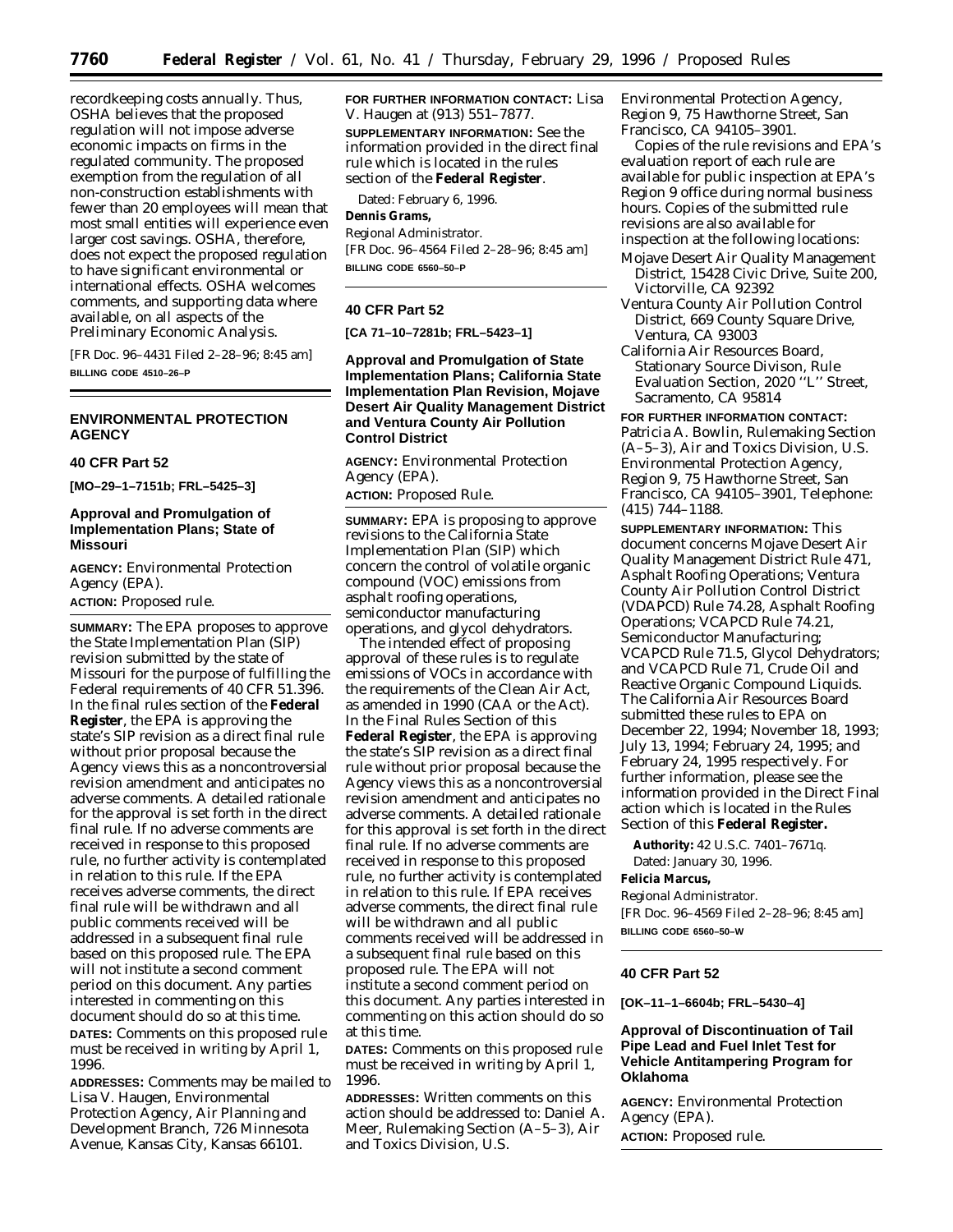recordkeeping costs annually. Thus, OSHA believes that the proposed regulation will not impose adverse economic impacts on firms in the regulated community. The proposed exemption from the regulation of all non-construction establishments with fewer than 20 employees will mean that most small entities will experience even larger cost savings. OSHA, therefore, does not expect the proposed regulation to have significant environmental or international effects. OSHA welcomes comments, and supporting data where available, on all aspects of the Preliminary Economic Analysis.

[FR Doc. 96–4431 Filed 2–28–96; 8:45 am]

**BILLING CODE 4510–26–P**

## ENVIRONMENTAL PROTECTION AGENCY

### 40 CFR Part 52

**[MO–29–1–7151b; FRL–5425–3]**

### Approval and Promulgation of Implementation Plans; State of Missouri

**AGENCY:** Environmental Protection Agency (EPA).

**ACTION:** Proposed rule.

**SUMMARY:** The EPA proposes to approve the State Implementation Plan (SIP) revision submitted by the state of Missouri for the purpose of fulfilling the Federal requirements of 40 CFR 51.396. In the final rules section of the **Federal Register**, the EPA is approving the state's SIP revision as a direct final rule without prior proposal because the Agency views this as a noncontroversial revision amendment and anticipates no adverse comments. A detailed rationale for the approval is set forth in the direct final rule. If no adverse comments are received in response to this proposed rule, no further activity is contemplated in relation to this rule. If the EPA receives adverse comments, the direct final rule will be withdrawn and all public comments received will be addressed in a subsequent final rule based on this proposed rule. The EPA will not institute a second comment period on this document. Any parties interested in commenting on this document should do so at this time.

**DATES:** Comments on this proposed rule must be received in writing by April 1, 1996.

**ADDRESSES:** Comments may be mailed to Lisa V. Haugen, Environmental Protection Agency, Air Planning and Development Branch, 726 Minnesota Avenue, Kansas City, Kansas 66101.

**FOR FURTHER INFORMATION CONTACT:** Lisa V. Haugen at (913) 551–7877.

**SUPPLEMENTARY INFORMATION:** See the information provided in the direct final rule which is located in the rules section of the **Federal Register**.

Dated: February 6, 1996.

**Dennis Grams,**

*Regional Administrator.*

[FR Doc. 96–4564 Filed 2–28–96; 8:45 am]

**BILLING CODE 6560–50–P**

### 40 CFR Part 52

**[CA 71–10–7281b; FRL–5423–1]**

### Approval and Promulgation of State Implementation Plans; California State Implementation Plan Revision, Mojave Desert Air Quality Management District and Ventura County Air Pollution Control District

**AGENCY:** Environmental Protection Agency (EPA).

**ACTION:** Proposed Rule.

**SUMMARY:** EPA is proposing to approve revisions to the California State Implementation Plan (SIP) which concern the control of volatile organic compound (VOC) emissions from asphalt roofing operations, semiconductor manufacturing operations, and glycol dehydrators.

The intended effect of proposing approval of these rules is to regulate emissions of VOCs in accordance with the requirements of the Clean Air Act, as amended in 1990 (CAA or the Act). In the Final Rules Section of this **Federal Register**, the EPA is approving the state's SIP revision as a direct final rule without prior proposal because the Agency views this as a noncontroversial revision amendment and anticipates no adverse comments. A detailed rationale for this approval is set forth in the direct final rule. If no adverse comments are received in response to this proposed rule, no further activity is contemplated in relation to this rule. If EPA receives adverse comments, the direct final rule will be withdrawn and all public comments received will be addressed in a subsequent final rule based on this proposed rule. The EPA will not institute a second comment period on this document. Any parties interested in commenting on this action should do so at this time.

**DATES:** Comments on this proposed rule must be received in writing by April 1, 1996.

**ADDRESSES:** Written comments on this action should be addressed to: Daniel A. Meer, Rulemaking Section (A–5–3), Air and Toxics Division, U.S. Environmental Protection Agency, Region 9, 75 Hawthorne Street, San Francisco, CA 94105–3901.

Copies of the rule revisions and EPA's evaluation report of each rule are available for public inspection at EPA's Region 9 office during normal business hours. Copies of the submitted rule revisions are also available for inspection at the following locations:

Mojave Desert Air Quality Management District, 15428 Civic Drive, Suite 200, Victorville, CA 92392

Ventura County Air Pollution Control District, 669 County Square Drive, Ventura, CA 93003

California Air Resources Board, Stationary Source Divison, Rule Evaluation Section, 2020 ''L'' Street, Sacramento, CA 95814

**FOR FURTHER INFORMATION CONTACT:** Patricia A. Bowlin, Rulemaking Section (A–5–3), Air and Toxics Division, U.S. Environmental Protection Agency, Region 9, 75 Hawthorne Street, San Francisco, CA 94105–3901, Telephone: (415) 744–1188.

**SUPPLEMENTARY INFORMATION:** This document concerns Mojave Desert Air Quality Management District Rule 471, Asphalt Roofing Operations; Ventura County Air Pollution Control District (VDAPCD) Rule 74.28, Asphalt Roofing Operations; VCAPCD Rule 74.21, Semiconductor Manufacturing; VCAPCD Rule 71.5, Glycol Dehydrators; and VCAPCD Rule 71, Crude Oil and Reactive Organic Compound Liquids. The California Air Resources Board submitted these rules to EPA on December 22, 1994; November 18, 1993; July 13, 1994; February 24, 1995; and February 24, 1995 respectively. For further information, please see the information provided in the Direct Final action which is located in the Rules Section of this **Federal Register.**

**Authority:** 42 U.S.C. 7401–7671q.

Dated: January 30, 1996.

**Felicia Marcus,**

*Regional Administrator.*

[FR Doc. 96–4569 Filed 2–28–96; 8:45 am]

**BILLING CODE 6560–50–W**

### 40 CFR Part 52

**[OK–11–1–6604b; FRL–5430–4]**

### Approval of Discontinuation of Tail Pipe Lead and Fuel Inlet Test for Vehicle Antitampering Program for Oklahoma

**AGENCY:** Environmental Protection Agency (EPA).

**ACTION:** Proposed rule.